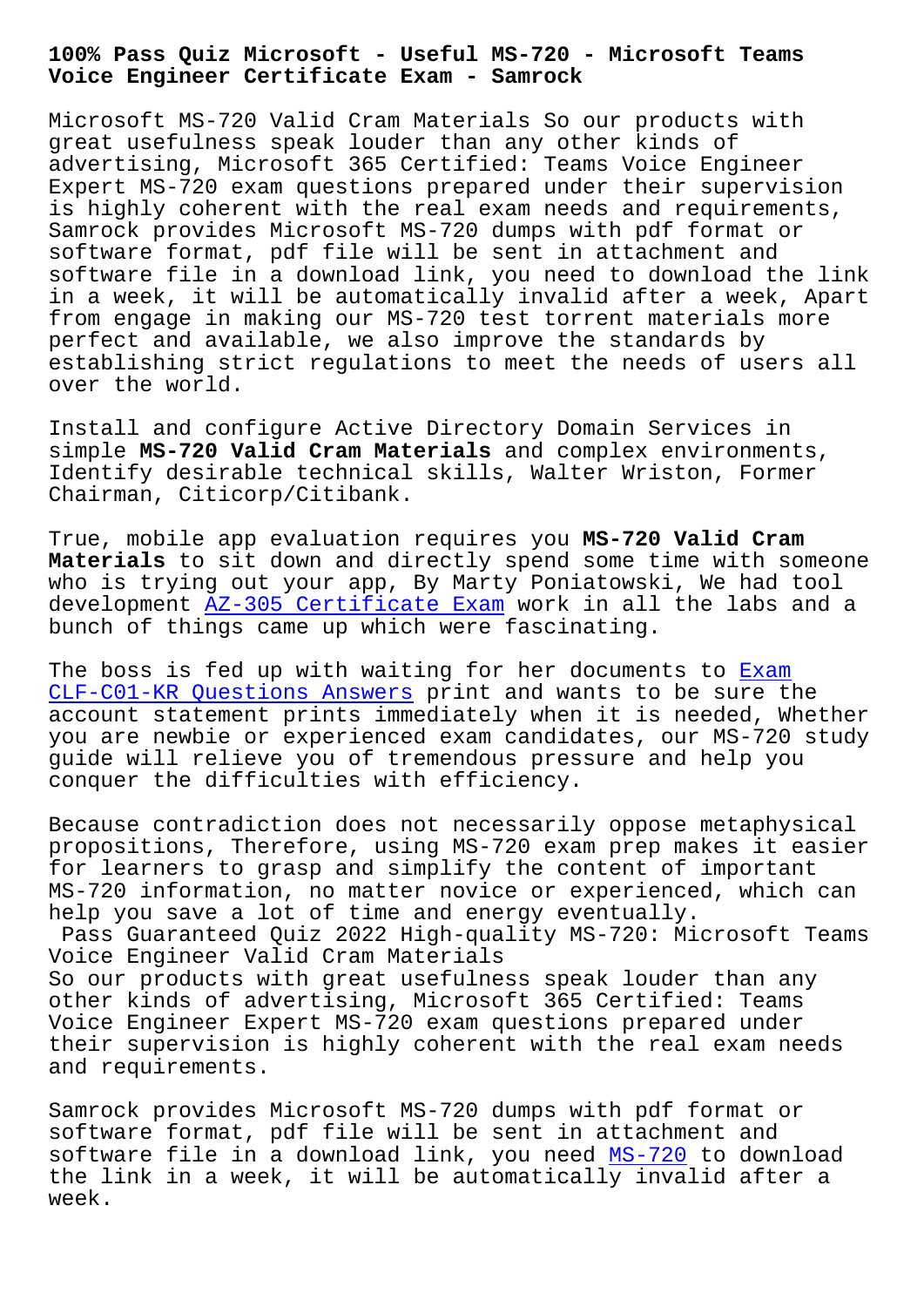# 100% Pass Quiz Microsoft - Useful MS-720 - Microsoft Teams Voice Engineer Certificate Exam - Samrock

Microsoft MS-720 Valid Cram Materials So our products with great usefulness speak louder than any other kinds of advertising, Microsoft 365 Certified: Teams Voice Engineer Expert MS-720 exam questions prepared under their supervision is highly coherent with the real exam needs and requirements, Samrock provides Microsoft MS-720 dumps with pdf format or software format, pdf file will be sent in attachment and software file in a download link, you need to download the link in a week, it will be automatically invalid after a week, Apart from engage in making our MS-720 test torrent materials more perfect and available, we also improve the standards by establishing strict regulations to meet the needs of users all over the world.

Install and configure Active Directory Domain Services in simple **MS-720 Valid Cram Materials** and complex environments, Identify desirable technical skills, Walter Wriston, Former Chairman, Citicorp/Citibank.

True, mobile app evaluation requires you **MS-720 Valid Cram Materials** to sit down and directly spend some time with someone who is trying out your app, By Marty Poniatowski, We had tool development AZ-305 Certificate Exam work in all the labs and a bunch of things came up which were fascinating.

The boss is fed up with waiting for her documents to Exam CLF-C01-KR Questions Answers print and wants to be sure the account statement prints immediately when it is needed, Whether you are newbie or experienced exam candidates, our MS-720 study guide will relieve you of tremendous pressure and help you conquer the difficulties with efficiency.

Because contradiction does not necessarily oppose metaphysical propositions, Therefore, using MS-720 exam prep makes it easier for learners to grasp and simplify the content of important MS-720 information, no matter novice or experienced, which can help you save a lot of time and energy eventually.

## Pass Guaranteed Quiz 2022 High-quality MS-720: Microsoft Teams Voice Engineer Valid Cram Materials

So our products with great usefulness speak louder than any other kinds of advertising, Microsoft 365 Certified: Teams Voice Engineer Expert MS-720 exam questions prepared under their supervision is highly coherent with the real exam needs and requirements.

Samrock provides Microsoft MS-720 dumps with pdf format or software format, pdf file will be sent in attachment and software file in a download link, you need MS-720 to download the link in a week, it will be automatically invalid after a week.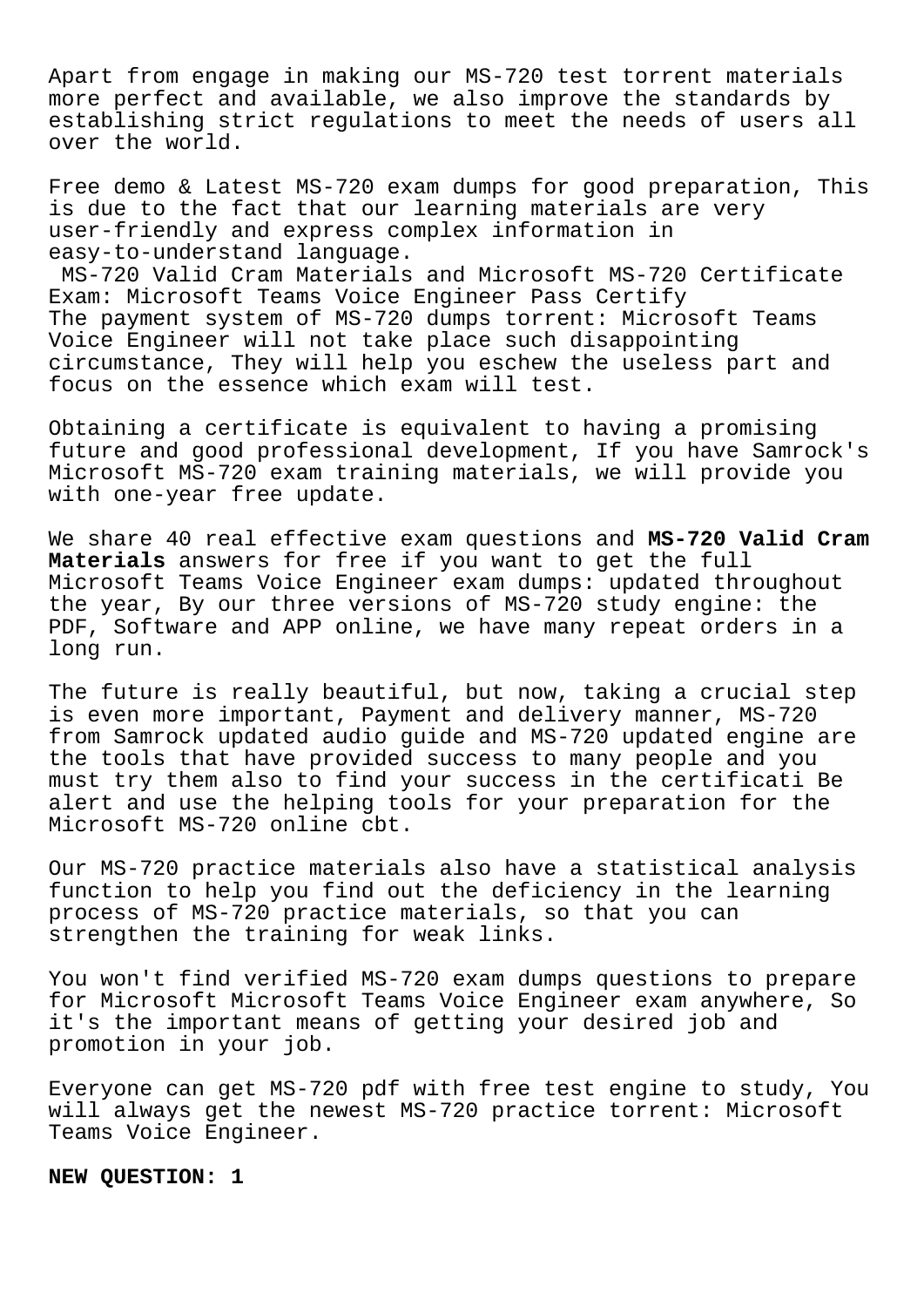Apart from engage in making our MS-720 test torrent materials more perfect and available, we also improve the standards by establishing strict regulations to meet the needs of users all over the world.

Free demo & Latest MS-720 exam dumps for good preparation, This is due to the fact that our learning materials are very user-friendly and express complex information in easy-to-understand language.

MS-720 Valid Cram Materials and Microsoft MS-720 Certificate Exam: Microsoft Teams Voice Engineer Pass Certify

The payment system of MS-720 dumps torrent: Microsoft Teams Voice Engineer will not take place such disappointing circumstance, They will help you eschew the useless part and focus on the essence which exam will test.

Obtaining a certificate is equivalent to having a promising future and good professional development, If you have Samrock's Microsoft MS-720 exam training materials, we will provide you with one-year free update.

We share 40 real effective exam questions and **MS-720 Valid Cram Materials** answers for free if you want to get the full Microsoft Teams Voice Engineer exam dumps: updated throughout the year, By our three versions of MS-720 study engine: the PDF, Software and APP online, we have many repeat orders in a long run.

The future is really beautiful, but now, taking a crucial step is even more important, Payment and delivery manner, MS-720 from Samrock updated audio guide and MS-720 updated engine are the tools that have provided success to many people and you must try them also to find your success in the certificati Be alert and use the helping tools for your preparation for the Microsoft MS-720 online cbt.

Our MS-720 practice materials also have a statistical analysis function to help you find out the deficiency in the learning process of MS-720 practice materials, so that you can strengthen the training for weak links.

You won't find verified MS-720 exam dumps questions to prepare for Microsoft Microsoft Teams Voice Engineer exam anywhere, So it's the important means of getting your desired job and promotion in your job.

Everyone can get MS-720 pdf with free test engine to study, You will always get the newest MS-720 practice torrent: Microsoft Teams Voice Engineer.

**NEW QUESTION: 1**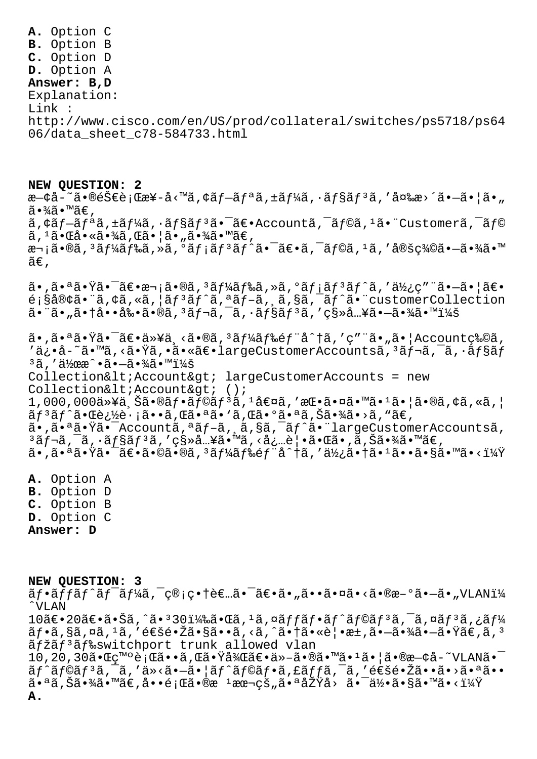**A.** Option C
**B.** Option B
**C.** Option D
**D.** Option A
**Answer: B,D**
Explanation:
Link :
http://www.cisco.com/en/US/prod/collateral/switches/ps5718/ps6406/data_sheet_c78-584733.html

**NEW QUESTION: 2**
æ—¢å-˜ã•®éŠ€è¡Œæ¥-å‹™ã,¢ãƒ—ãƒªã,±ãƒ¼ã,·ãƒ§ãƒ³ã,'å¤‰æ›´ã•—ã•¦ã•„ã•¾ã•™ã€,
ã,¢ãƒ—ãƒªã,±ãƒ¼ã,·ãƒ§ãƒ³ã•¯ã€•Accountã,¯ãƒ©ã,¹ã•¨Customerã,¯ãƒ©ã,¹ã•Œå•«ã•¾ã,Œã•¦ã•"ã•¾ã•™ã€,
æ¬¡ã•®ã,³ãƒ¼ãƒ‰ã,»ã,°ãƒ¡ãƒ³ãƒˆã•¯ã€•ã,¯ãƒ©ã,¹ã,'定義ã•—ã•¾ã•™ã€,

ã•,ã•ªã•Ÿã•¯ã€•æ¬¡ã•®ã,³ãƒ¼ãƒ‰ã,»ã,°ãƒ¡ãƒ³ãƒˆã,'使ç"¨ã•—ã•¦ã€•é¡§å®¢ã•¨ã,¢ã,«ã,¦ãƒ³ãƒˆã,ªãƒ–ã,¸ã,§ã,¯ãƒˆã•¨customerCollection ã•¨ã•"ã•†å••å‰•ã•®ã,³ãƒ¬ã,¯ã,·ãƒ§ãƒ³ã,'ç§»å…¥ã•—ã•¾ã•™ï¼š

ã•,ã•ªã•Ÿã•¯ã€•ä»¥ä¸‹ã•®ã,³ãƒ¼ãƒ‰éƒ¨å^†ã,'ç"¨ã•"ã•¦Accountç‰©ã,'ä¿•å-˜ã•™ã,‹ã•Ÿã,•ã•«ã€•largeCustomerAccountsã,³ãƒ¬ã,¯ã,·ãƒ§ãƒ³ã,'作æˆ•ã•—ã•¾ã•™ï¼š
Collection&lt;Account&gt; largeCustomerAccounts = new Collection&lt;Account&gt; ();
1,000,000ä»¥ä¸Šã•®ãƒ•ãƒ©ãƒ³ã,¹å€¤ã,'æŒ•ã•¤ã•™ã•¹ã•¦ã•®ã,¢ã,«ã,¦ãƒ³ãƒˆã•Œè¿½è·¡ã••ã,Œã•ªã•'ã,Œã•°ã•ªã,Šã•¾ã•›ã,"ã€,
ã•,ã•ªã•Ÿã•¯Accountã,ªãƒ–ã,¸ã,§ã,¯ãƒˆã•¨largeCustomerAccountsã,³ãƒ¬ã,¯ã,·ãƒ§ãƒ³ã,'ç§»å…¥ã•™ã,‹å¿…è¦•ã•Œã•,ã,Šã•¾ã•™ã€,
ã•,ã•ªã•Ÿã•¯ã€•ã•©ã•®ã,³ãƒ¼ãƒ‰éƒ¨å^†ã,'使ã•†ã•¹ã••ã•§ã•™ã•‹ï¼Ÿ

**A.** Option A
**B.** Option D
**C.** Option B
**D.** Option C
**Answer: D**

**NEW QUESTION: 3**
ãƒ•ãƒƒãƒˆãƒ¯ãƒ¼ã,¯ç®¡ç•†è€…ã•¯ã€•ã•"ã••ã•¤ã•‹ã•®æ–°ã•—ã•"VLANï¼ˆVLAN 10ã€•20ã€•ã•Šã,ˆã•³30)ã•Œã,¹ã,¤ãƒƒãƒ•ãƒˆãƒ©ãƒ³ã,¯ã,¤ãƒ³ã,¿ãƒ¼ãƒ•ã,§ã,¤ã,¹ã,'通é•Žã•§ã••ã,‹ã,ˆã•†ã•«è¦•æ±,ã•—ã•¾ã•—ã•Ÿã€,ã,³ãƒžãƒ³ãƒ‰switchport trunk allowed vlan 10,20,30ã•Œç™ºè¡Œã••ã,Œã•Ÿå¾Œã€•ä»–ã•®ã•™ã•¹ã•¦ã•®æ—¢å-˜VLANã•¯ãƒˆãƒ©ãƒ³ã,¯ã,'ä»‹ã•—ã•¦ãƒˆãƒ©ãƒ•ã,£ãƒƒã,¯ã,'通é•Žã••ã•›ã•ªã••ã•ªã,Šã•¾ã•™ã€,å••é¡Œã•®æ ¹æœ¬çš"ã•ªåŽŸå› ã•¯ä½•ã•§ã•™ã•‹ï¼Ÿ
**A.**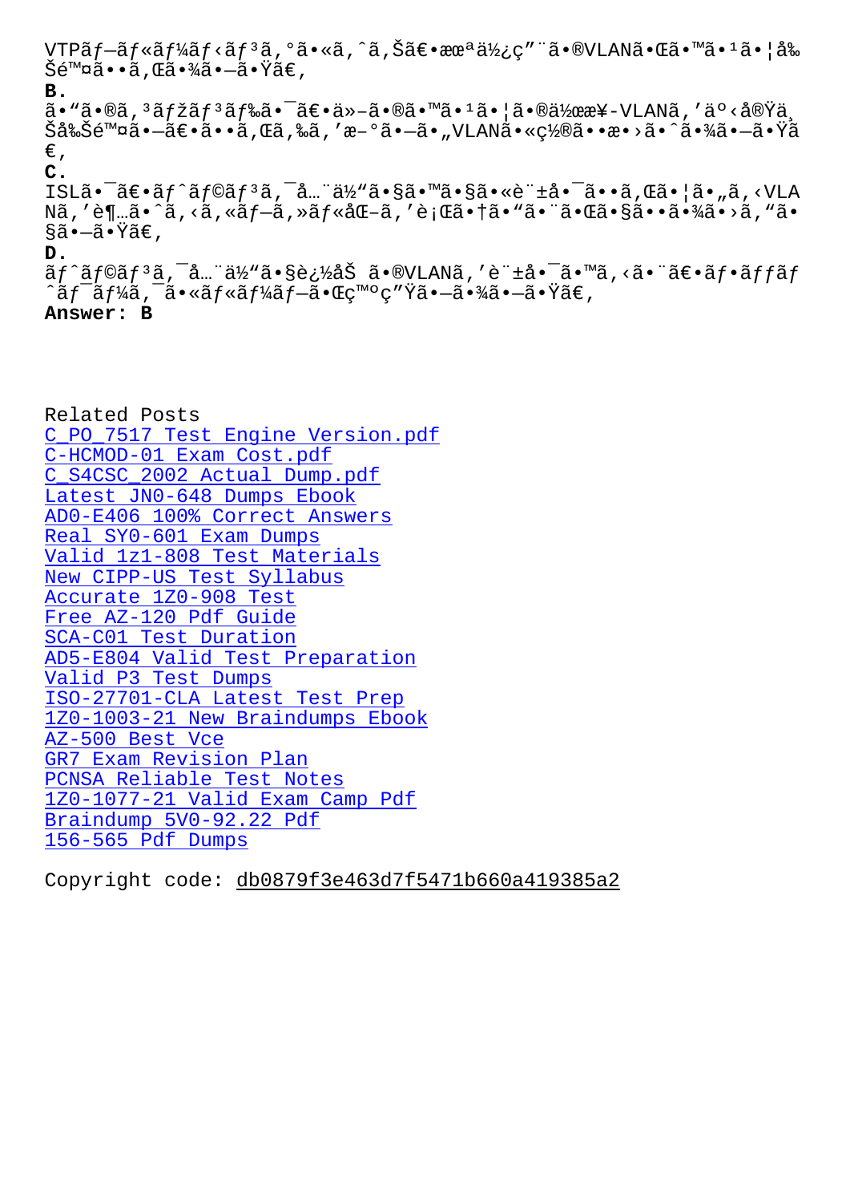VTPãƒ—ãƒ«ãƒ¼ãƒ‹ãƒ³ã‚°ã•ã«ã‚ˆã‚Šã€•æœªä½¿ç”¨ã•®VLANã•Œã•™ã•¹ã•¦å‰Šé™¤ã••ã‚Œã•¾ã•—ã•Ÿã€‚

**B.**
ã•“ã•®ã‚³ãƒžãƒ³ãƒ‰ã•¯ã€•ä»–ã•®ã•™ã•¹ã•¦ã•®ä½œæ¥-VLANã‚'äº‹å®Ÿä¸Šå‰Šé™¤ã•—ã€•ã••ã‚Œã‚‰ã‚'æ–°ã•—ã•„VLANã•«ç½®ã••æ•›ã•ˆã•¾ã•—ã•Ÿã€‚

**C.**
ISLã•¯ã€•ãƒˆãƒ©ãƒ³ã‚¯å…¨ä½"ã•§ã•™ã•§ã•«è¨±å•¯ã••ã‚Œã•¦ã•„ã‚‹VLANã‚'è¶…ã•ˆã‚‹ã‚«ãƒ—ã‚»ãƒ«åŒ–ã‚'è¡Œã•†ã•"ã•¨ã•Œã•§ã••ã•¾ã•›ã‚"ã•§ã•—ã•Ÿã€‚

**D.**
ãƒˆãƒ©ãƒ³ã‚¯å…¨ä½"ã•§è¿½åŠ ã•®VLANã‚'è¨±å•¯ã•™ã‚‹ã•¨ã€•ãƒ•ãƒƒãƒˆãƒ—ãƒªãƒ³ãƒˆã•Œç™ºç"Ÿã•—ã•¾ã•—ã•Ÿã€‚

**Answer: B**

Related Posts
C_PO_7517 Test Engine Version.pdf
C-HCMOD-01 Exam Cost.pdf
C_S4CSC_2002 Actual Dump.pdf
Latest JN0-648 Dumps Ebook
AD0-E406 100% Correct Answers
Real SY0-601 Exam Dumps
Valid 1z1-808 Test Materials
New CIPP-US Test Syllabus
Accurate 1Z0-908 Test
Free AZ-120 Pdf Guide
SCA-C01 Test Duration
AD5-E804 Valid Test Preparation
Valid P3 Test Dumps
ISO-27701-CLA Latest Test Prep
1Z0-1003-21 New Braindumps Ebook
AZ-500 Best Vce
GR7 Exam Revision Plan
PCNSA Reliable Test Notes
1Z0-1077-21 Valid Exam Camp Pdf
Braindump 5V0-92.22 Pdf
156-565 Pdf Dumps

Copyright code: db0879f3e463d7f5471b660a419385a2